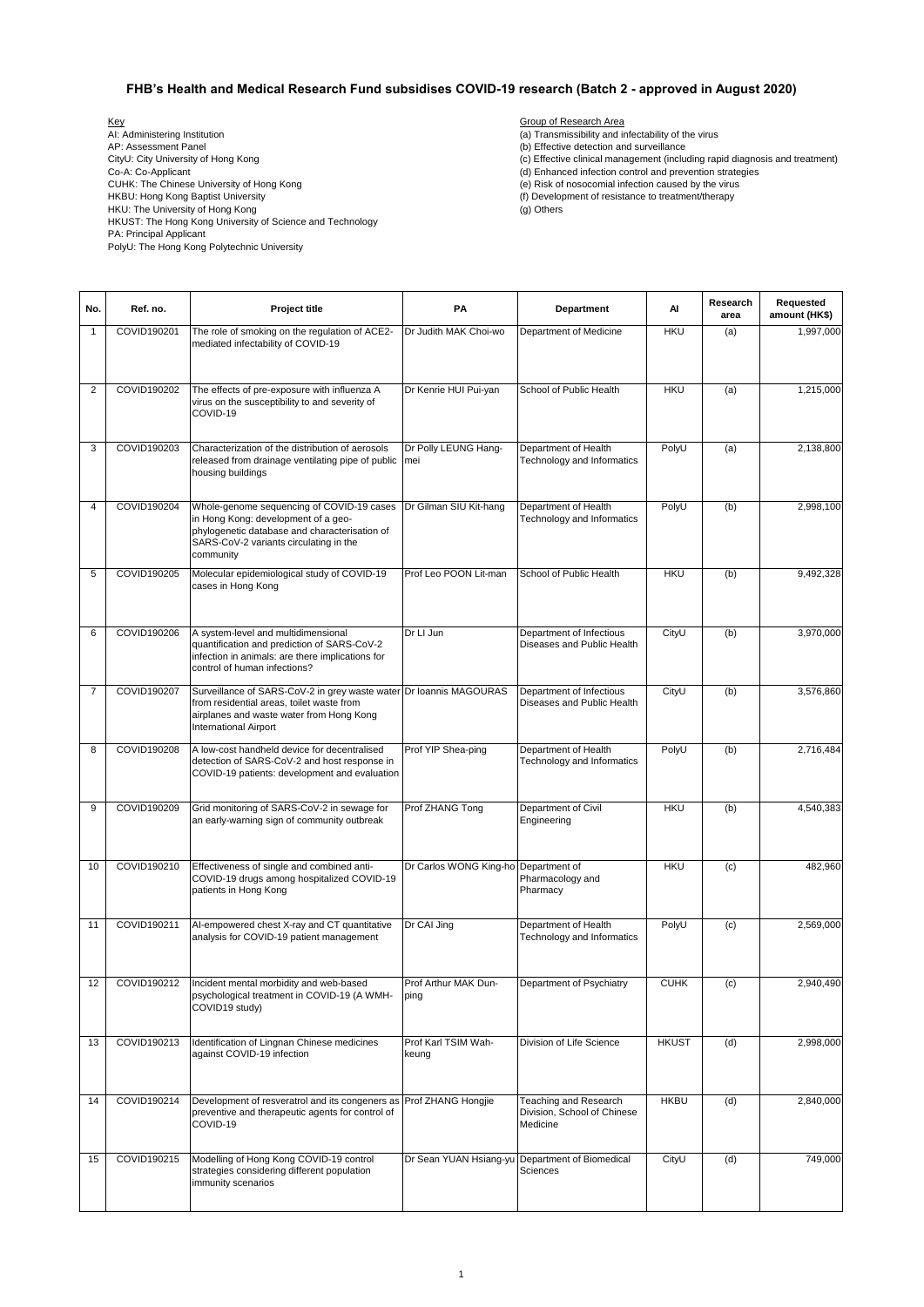# FHB's Health and Medical Research Fund subsidises COVID-19 research (Batch 2 - approved in August 2020)

Key
AI: Administering Institution
AP: Assessment Panel
CityU: City University of Hong Kong
Co-A: Co-Applicant
CUHK: The Chinese University of Hong Kong
HKBU: Hong Kong Baptist University
HKU: The University of Hong Kong
HKUST: The Hong Kong University of Science and Technology
PA: Principal Applicant
PolyU: The Hong Kong Polytechnic University

Group of Research Area
(a) Transmissibility and infectability of the virus
(b) Effective detection and surveillance
(c) Effective clinical management (including rapid diagnosis and treatment)
(d) Enhanced infection control and prevention strategies
(e) Risk of nosocomial infection caused by the virus
(f) Development of resistance to treatment/therapy
(g) Others

| No. | Ref. no. | Project title | PA | Department | AI | Research area | Requested amount (HK$) |
|---|---|---|---|---|---|---|---|
| 1 | COVID190201 | The role of smoking on the regulation of ACE2-mediated infectability of COVID-19 | Dr Judith MAK Choi-wo | Department of Medicine | HKU | (a) | 1,997,000 |
| 2 | COVID190202 | The effects of pre-exposure with influenza A virus on the susceptibility to and severity of COVID-19 | Dr Kenrie HUI Pui-yan | School of Public Health | HKU | (a) | 1,215,000 |
| 3 | COVID190203 | Characterization of the distribution of aerosols released from drainage ventilating pipe of public housing buildings | Dr Polly LEUNG Hang-mei | Department of Health Technology and Informatics | PolyU | (a) | 2,138,800 |
| 4 | COVID190204 | Whole-genome sequencing of COVID-19 cases in Hong Kong: development of a geo-phylogenetic database and characterisation of SARS-CoV-2 variants circulating in the community | Dr Gilman SIU Kit-hang | Department of Health Technology and Informatics | PolyU | (b) | 2,998,100 |
| 5 | COVID190205 | Molecular epidemiological study of COVID-19 cases in Hong Kong | Prof Leo POON Lit-man | School of Public Health | HKU | (b) | 9,492,328 |
| 6 | COVID190206 | A system-level and multidimensional quantification and prediction of SARS-CoV-2 infection in animals: are there implications for control of human infections? | Dr LI Jun | Department of Infectious Diseases and Public Health | CityU | (b) | 3,970,000 |
| 7 | COVID190207 | Surveillance of SARS-CoV-2 in grey waste water from residential areas, toilet waste from airplanes and waste water from Hong Kong International Airport | Dr Ioannis MAGOURAS | Department of Infectious Diseases and Public Health | CityU | (b) | 3,576,860 |
| 8 | COVID190208 | A low-cost handheld device for decentralised detection of SARS-CoV-2 and host response in COVID-19 patients: development and evaluation | Prof YIP Shea-ping | Department of Health Technology and Informatics | PolyU | (b) | 2,716,484 |
| 9 | COVID190209 | Grid monitoring of SARS-CoV-2 in sewage for an early-warning sign of community outbreak | Prof ZHANG Tong | Department of Civil Engineering | HKU | (b) | 4,540,383 |
| 10 | COVID190210 | Effectiveness of single and combined anti-COVID-19 drugs among hospitalized COVID-19 patients in Hong Kong | Dr Carlos WONG King-ho | Department of Pharmacology and Pharmacy | HKU | (c) | 482,960 |
| 11 | COVID190211 | AI-empowered chest X-ray and CT quantitative analysis for COVID-19 patient management | Dr CAI Jing | Department of Health Technology and Informatics | PolyU | (c) | 2,569,000 |
| 12 | COVID190212 | Incident mental morbidity and web-based psychological treatment in COVID-19 (A WMH-COVID19 study) | Prof Arthur MAK Dun-ping | Department of Psychiatry | CUHK | (c) | 2,940,490 |
| 13 | COVID190213 | Identification of Lingnan Chinese medicines against COVID-19 infection | Prof Karl TSIM Wah-keung | Division of Life Science | HKUST | (d) | 2,998,000 |
| 14 | COVID190214 | Development of resveratrol and its congeners as preventive and therapeutic agents for control of COVID-19 | Prof ZHANG Hongjie | Teaching and Research Division, School of Chinese Medicine | HKBU | (d) | 2,840,000 |
| 15 | COVID190215 | Modelling of Hong Kong COVID-19 control strategies considering different population immunity scenarios | Dr Sean YUAN Hsiang-yu | Department of Biomedical Sciences | CityU | (d) | 749,000 |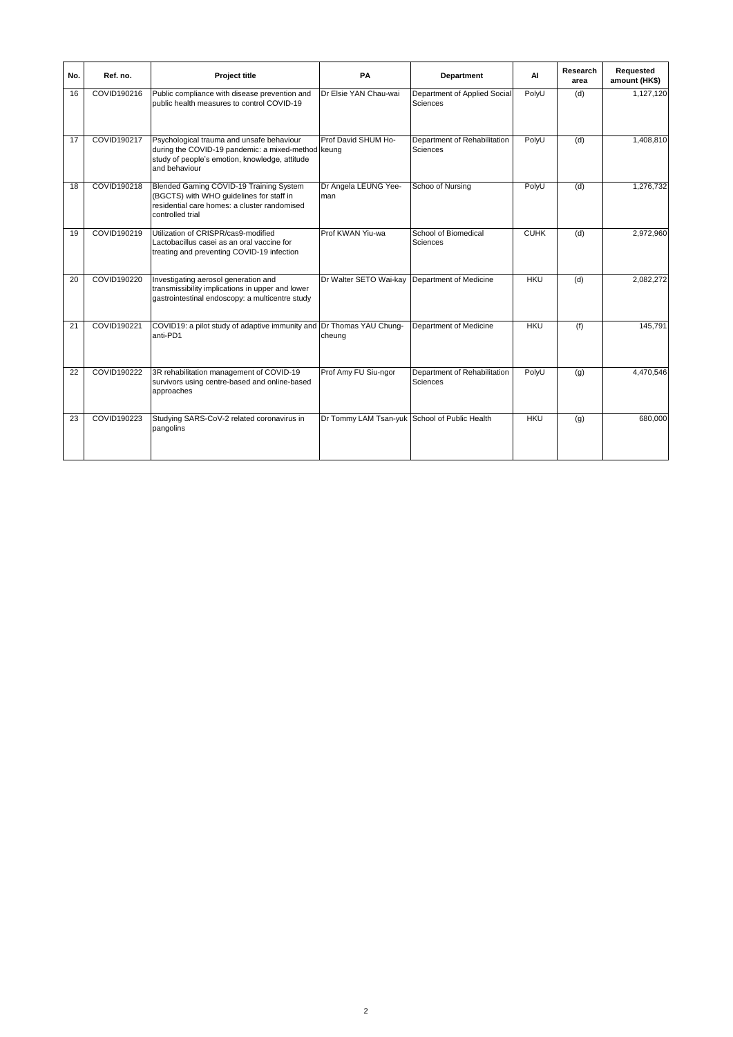| No. | Ref. no. | Project title | PA | Department | AI | Research area | Requested amount (HK$) |
|---|---|---|---|---|---|---|---|
| 16 | COVID190216 | Public compliance with disease prevention and public health measures to control COVID-19 | Dr Elsie YAN Chau-wai | Department of Applied Social Sciences | PolyU | (d) | 1,127,120 |
| 17 | COVID190217 | Psychological trauma and unsafe behaviour during the COVID-19 pandemic: a mixed-method study of people's emotion, knowledge, attitude and behaviour | Prof David SHUM Ho-keung | Department of Rehabilitation Sciences | PolyU | (d) | 1,408,810 |
| 18 | COVID190218 | Blended Gaming COVID-19 Training System (BGCTS) with WHO guidelines for staff in residential care homes: a cluster randomised controlled trial | Dr Angela LEUNG Yee-man | Schoo of Nursing | PolyU | (d) | 1,276,732 |
| 19 | COVID190219 | Utilization of CRISPR/cas9-modified Lactobacillus casei as an oral vaccine for treating and preventing COVID-19 infection | Prof KWAN Yiu-wa | School of Biomedical Sciences | CUHK | (d) | 2,972,960 |
| 20 | COVID190220 | Investigating aerosol generation and transmissibility implications in upper and lower gastrointestinal endoscopy: a multicentre study | Dr Walter SETO Wai-kay | Department of Medicine | HKU | (d) | 2,082,272 |
| 21 | COVID190221 | COVID19: a pilot study of adaptive immunity and anti-PD1 | Dr Thomas YAU Chung-cheung | Department of Medicine | HKU | (f) | 145,791 |
| 22 | COVID190222 | 3R rehabilitation management of COVID-19 survivors using centre-based and online-based approaches | Prof Amy FU Siu-ngor | Department of Rehabilitation Sciences | PolyU | (g) | 4,470,546 |
| 23 | COVID190223 | Studying SARS-CoV-2 related coronavirus in pangolins | Dr Tommy LAM Tsan-yuk | School of Public Health | HKU | (g) | 680,000 |